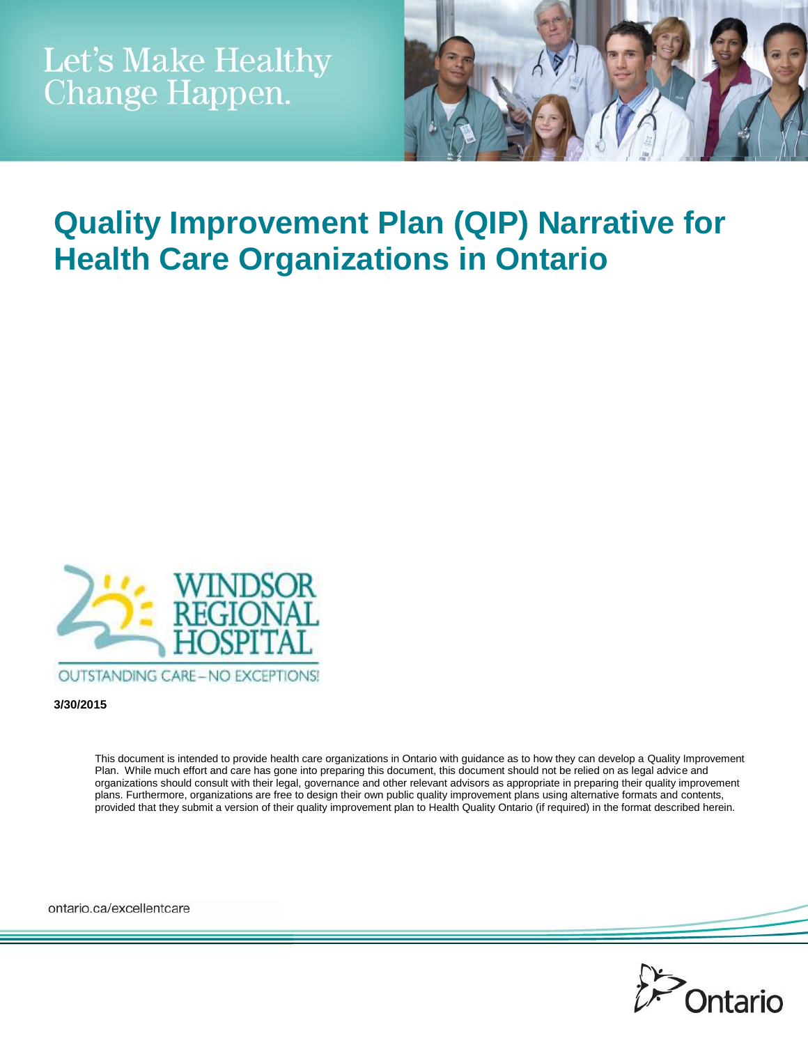Let's Make Healthy Change Happen.

# Quality Improvement Plan (QIP) Narrative for Health Care Organizations in Ontario

WINDSOR REGIONAL HOSPITAL

OUTSTANDING CARE – NO EXCEPTIONS!

**3/30/2015**

This document is intended to provide health care organizations in Ontario with guidance as to how they can develop a Quality Improvement Plan. While much effort and care has gone into preparing this document, this document should not be relied on as legal advice and organizations should consult with their legal, governance and other relevant advisors as appropriate in preparing their quality improvement plans. Furthermore, organizations are free to design their own public quality improvement plans using alternative formats and contents, provided that they submit a version of their quality improvement plan to Health Quality Ontario (if required) in the format described herein.

ontario.ca/excellentcare

Ontario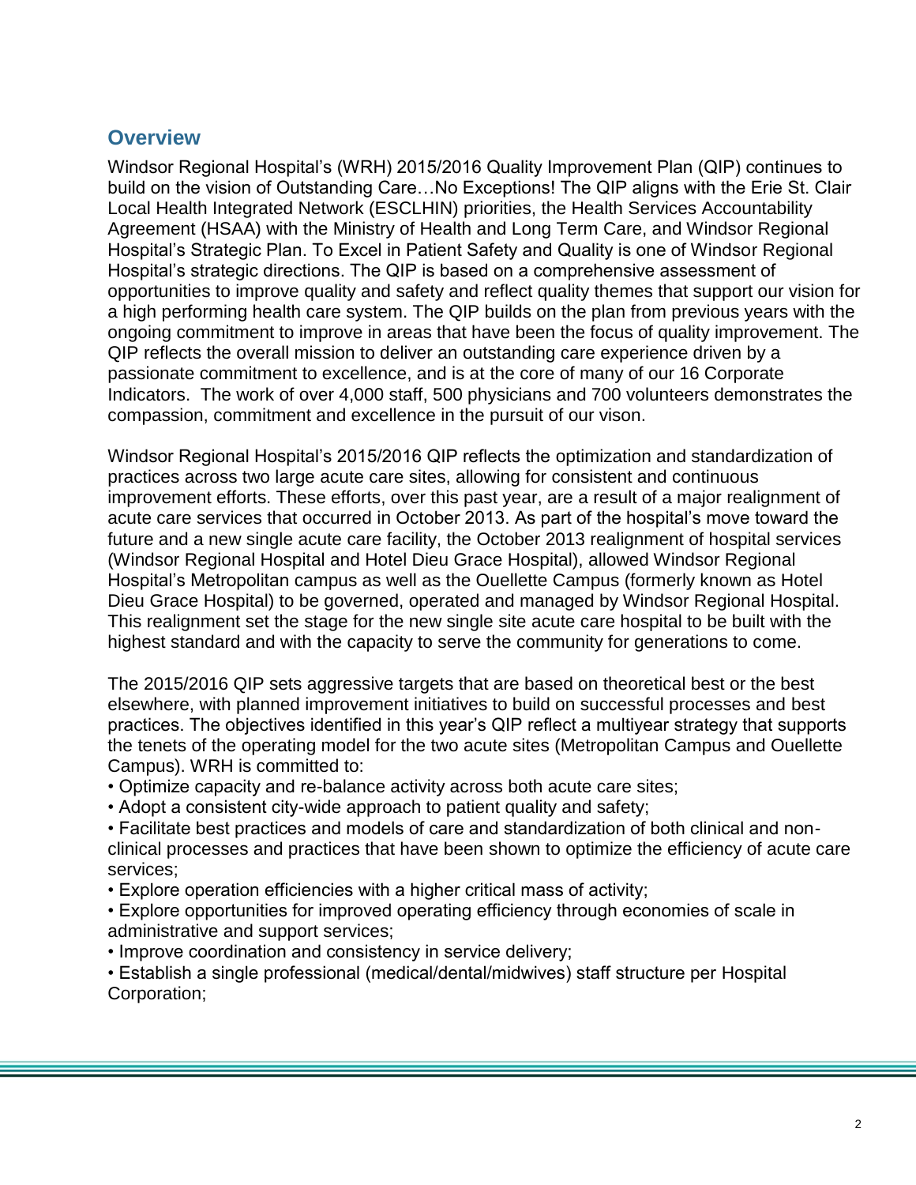## Overview

Windsor Regional Hospital's (WRH) 2015/2016 Quality Improvement Plan (QIP) continues to build on the vision of Outstanding Care…No Exceptions! The QIP aligns with the Erie St. Clair Local Health Integrated Network (ESCLHIN) priorities, the Health Services Accountability Agreement (HSAA) with the Ministry of Health and Long Term Care, and Windsor Regional Hospital's Strategic Plan. To Excel in Patient Safety and Quality is one of Windsor Regional Hospital's strategic directions. The QIP is based on a comprehensive assessment of opportunities to improve quality and safety and reflect quality themes that support our vision for a high performing health care system. The QIP builds on the plan from previous years with the ongoing commitment to improve in areas that have been the focus of quality improvement. The QIP reflects the overall mission to deliver an outstanding care experience driven by a passionate commitment to excellence, and is at the core of many of our 16 Corporate Indicators. The work of over 4,000 staff, 500 physicians and 700 volunteers demonstrates the compassion, commitment and excellence in the pursuit of our vison.

Windsor Regional Hospital's 2015/2016 QIP reflects the optimization and standardization of practices across two large acute care sites, allowing for consistent and continuous improvement efforts. These efforts, over this past year, are a result of a major realignment of acute care services that occurred in October 2013. As part of the hospital's move toward the future and a new single acute care facility, the October 2013 realignment of hospital services (Windsor Regional Hospital and Hotel Dieu Grace Hospital), allowed Windsor Regional Hospital's Metropolitan campus as well as the Ouellette Campus (formerly known as Hotel Dieu Grace Hospital) to be governed, operated and managed by Windsor Regional Hospital. This realignment set the stage for the new single site acute care hospital to be built with the highest standard and with the capacity to serve the community for generations to come.

The 2015/2016 QIP sets aggressive targets that are based on theoretical best or the best elsewhere, with planned improvement initiatives to build on successful processes and best practices. The objectives identified in this year's QIP reflect a multiyear strategy that supports the tenets of the operating model for the two acute sites (Metropolitan Campus and Ouellette Campus). WRH is committed to:

- Optimize capacity and re-balance activity across both acute care sites;
- Adopt a consistent city-wide approach to patient quality and safety;
- Facilitate best practices and models of care and standardization of both clinical and non-clinical processes and practices that have been shown to optimize the efficiency of acute care services;
- Explore operation efficiencies with a higher critical mass of activity;
- Explore opportunities for improved operating efficiency through economies of scale in administrative and support services;
- Improve coordination and consistency in service delivery;
- Establish a single professional (medical/dental/midwives) staff structure per Hospital Corporation;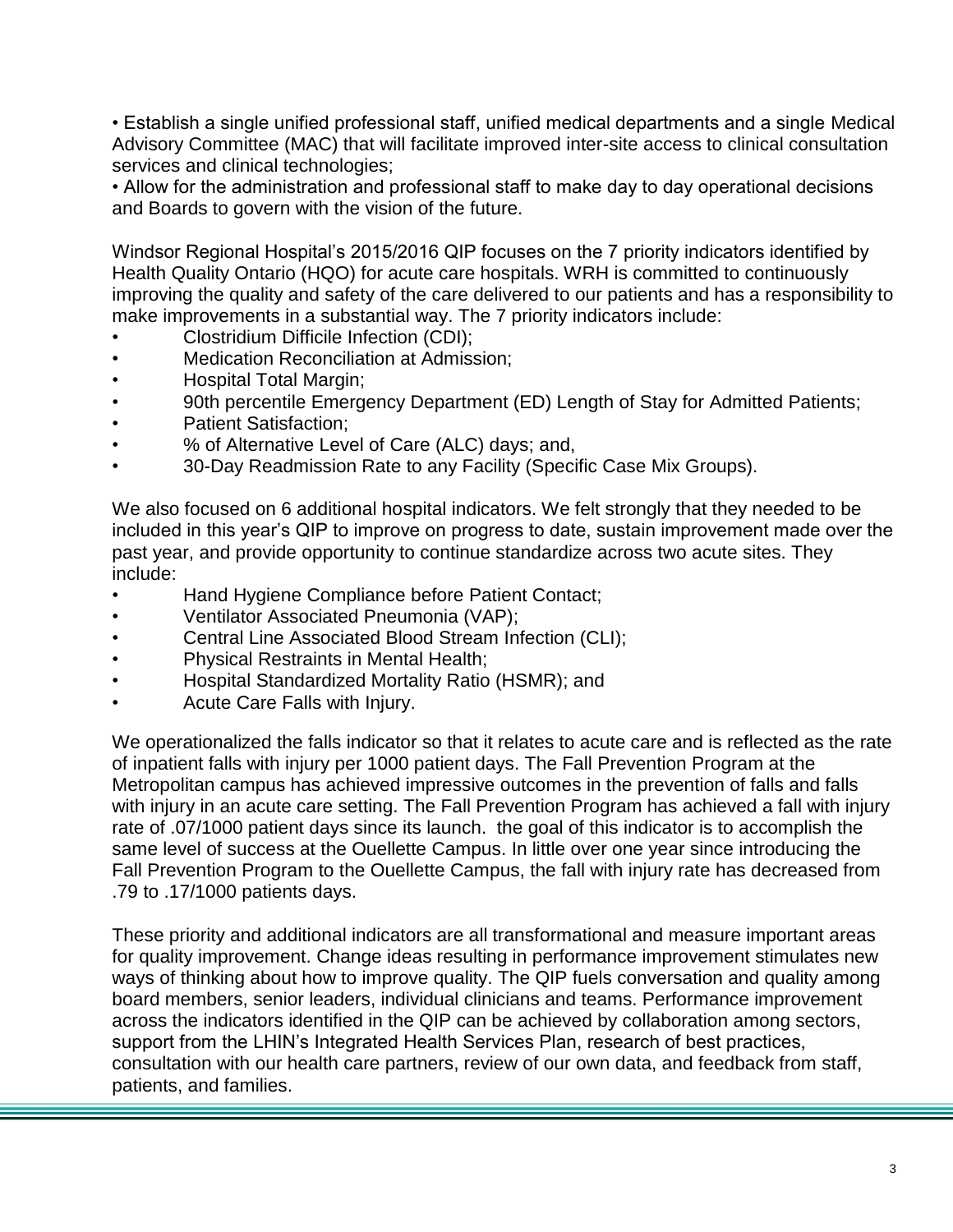• Establish a single unified professional staff, unified medical departments and a single Medical Advisory Committee (MAC) that will facilitate improved inter-site access to clinical consultation services and clinical technologies;
• Allow for the administration and professional staff to make day to day operational decisions and Boards to govern with the vision of the future.

Windsor Regional Hospital's 2015/2016 QIP focuses on the 7 priority indicators identified by Health Quality Ontario (HQO) for acute care hospitals. WRH is committed to continuously improving the quality and safety of the care delivered to our patients and has a responsibility to make improvements in a substantial way. The 7 priority indicators include:

- Clostridium Difficile Infection (CDI);
- Medication Reconciliation at Admission;
- Hospital Total Margin;
- 90th percentile Emergency Department (ED) Length of Stay for Admitted Patients;
- Patient Satisfaction;
- % of Alternative Level of Care (ALC) days; and,
- 30-Day Readmission Rate to any Facility (Specific Case Mix Groups).

We also focused on 6 additional hospital indicators. We felt strongly that they needed to be included in this year's QIP to improve on progress to date, sustain improvement made over the past year, and provide opportunity to continue standardize across two acute sites. They include:

- Hand Hygiene Compliance before Patient Contact;
- Ventilator Associated Pneumonia (VAP);
- Central Line Associated Blood Stream Infection (CLI);
- Physical Restraints in Mental Health;
- Hospital Standardized Mortality Ratio (HSMR); and
- Acute Care Falls with Injury.

We operationalized the falls indicator so that it relates to acute care and is reflected as the rate of inpatient falls with injury per 1000 patient days. The Fall Prevention Program at the Metropolitan campus has achieved impressive outcomes in the prevention of falls and falls with injury in an acute care setting. The Fall Prevention Program has achieved a fall with injury rate of .07/1000 patient days since its launch. the goal of this indicator is to accomplish the same level of success at the Ouellette Campus. In little over one year since introducing the Fall Prevention Program to the Ouellette Campus, the fall with injury rate has decreased from .79 to .17/1000 patients days.

These priority and additional indicators are all transformational and measure important areas for quality improvement. Change ideas resulting in performance improvement stimulates new ways of thinking about how to improve quality. The QIP fuels conversation and quality among board members, senior leaders, individual clinicians and teams. Performance improvement across the indicators identified in the QIP can be achieved by collaboration among sectors, support from the LHIN's Integrated Health Services Plan, research of best practices, consultation with our health care partners, review of our own data, and feedback from staff, patients, and families.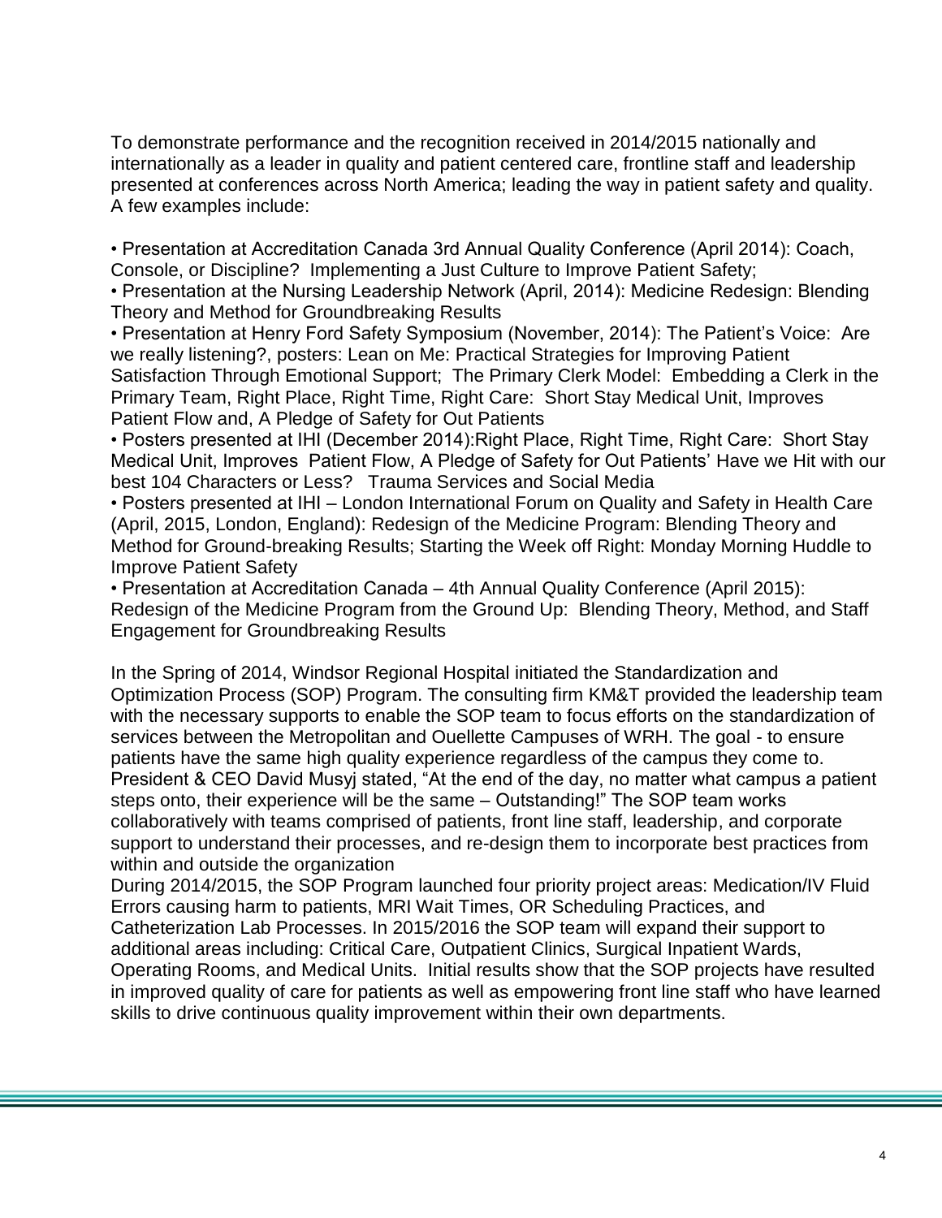To demonstrate performance and the recognition received in 2014/2015 nationally and internationally as a leader in quality and patient centered care, frontline staff and leadership presented at conferences across North America; leading the way in patient safety and quality. A few examples include:

- Presentation at Accreditation Canada 3rd Annual Quality Conference (April 2014): Coach, Console, or Discipline? Implementing a Just Culture to Improve Patient Safety;
- Presentation at the Nursing Leadership Network (April, 2014): Medicine Redesign: Blending Theory and Method for Groundbreaking Results
- Presentation at Henry Ford Safety Symposium (November, 2014): The Patient's Voice: Are we really listening?, posters: Lean on Me: Practical Strategies for Improving Patient Satisfaction Through Emotional Support; The Primary Clerk Model: Embedding a Clerk in the Primary Team, Right Place, Right Time, Right Care: Short Stay Medical Unit, Improves Patient Flow and, A Pledge of Safety for Out Patients
- Posters presented at IHI (December 2014):Right Place, Right Time, Right Care: Short Stay Medical Unit, Improves Patient Flow, A Pledge of Safety for Out Patients' Have we Hit with our best 104 Characters or Less? Trauma Services and Social Media
- Posters presented at IHI – London International Forum on Quality and Safety in Health Care (April, 2015, London, England): Redesign of the Medicine Program: Blending Theory and Method for Ground-breaking Results; Starting the Week off Right: Monday Morning Huddle to Improve Patient Safety
- Presentation at Accreditation Canada – 4th Annual Quality Conference (April 2015): Redesign of the Medicine Program from the Ground Up: Blending Theory, Method, and Staff Engagement for Groundbreaking Results

In the Spring of 2014, Windsor Regional Hospital initiated the Standardization and Optimization Process (SOP) Program. The consulting firm KM&T provided the leadership team with the necessary supports to enable the SOP team to focus efforts on the standardization of services between the Metropolitan and Ouellette Campuses of WRH. The goal - to ensure patients have the same high quality experience regardless of the campus they come to. President & CEO David Musyj stated, "At the end of the day, no matter what campus a patient steps onto, their experience will be the same – Outstanding!" The SOP team works collaboratively with teams comprised of patients, front line staff, leadership, and corporate support to understand their processes, and re-design them to incorporate best practices from within and outside the organization

During 2014/2015, the SOP Program launched four priority project areas: Medication/IV Fluid Errors causing harm to patients, MRI Wait Times, OR Scheduling Practices, and Catheterization Lab Processes. In 2015/2016 the SOP team will expand their support to additional areas including: Critical Care, Outpatient Clinics, Surgical Inpatient Wards, Operating Rooms, and Medical Units. Initial results show that the SOP projects have resulted in improved quality of care for patients as well as empowering front line staff who have learned skills to drive continuous quality improvement within their own departments.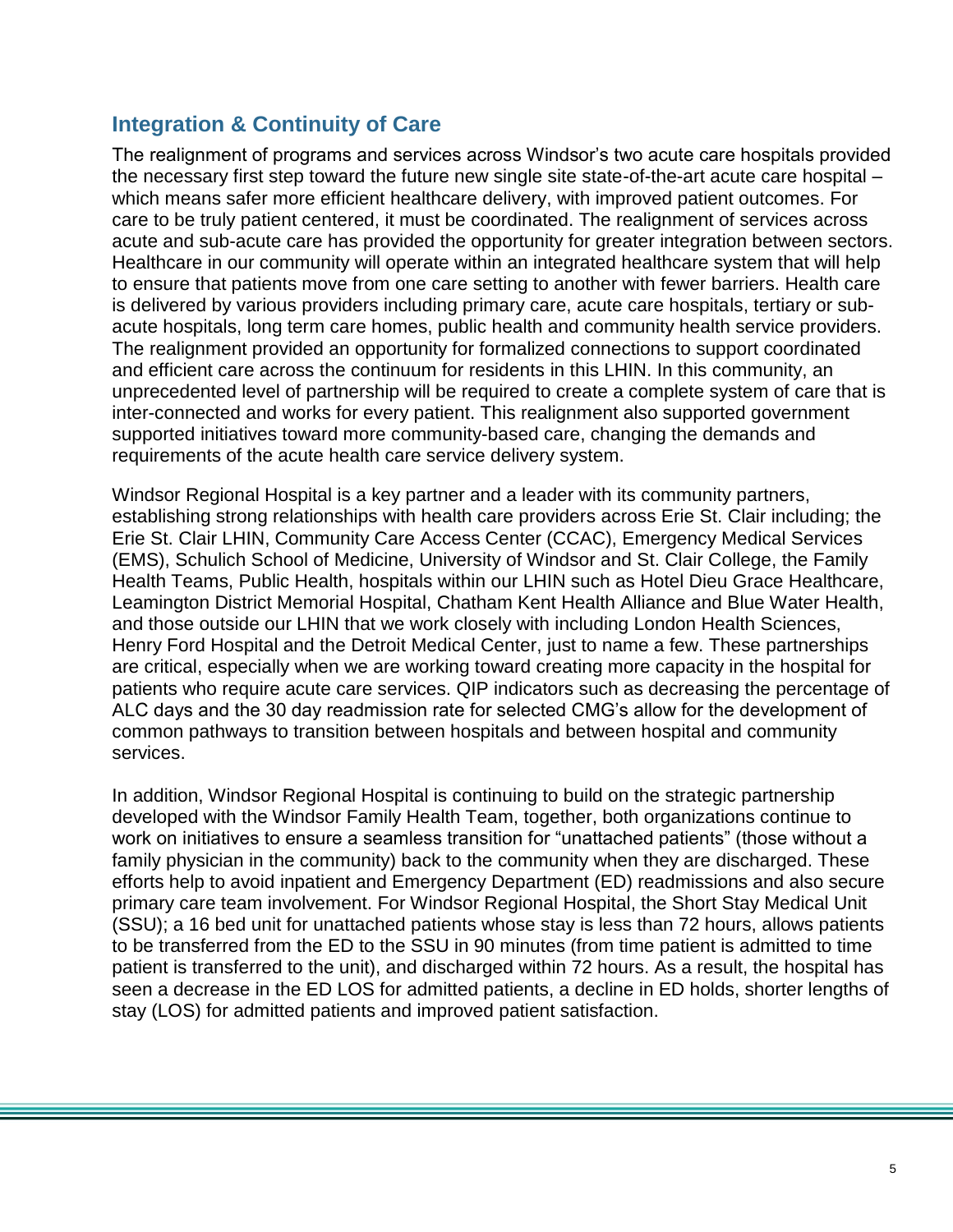## Integration & Continuity of Care

The realignment of programs and services across Windsor's two acute care hospitals provided the necessary first step toward the future new single site state-of-the-art acute care hospital – which means safer more efficient healthcare delivery, with improved patient outcomes. For care to be truly patient centered, it must be coordinated. The realignment of services across acute and sub-acute care has provided the opportunity for greater integration between sectors. Healthcare in our community will operate within an integrated healthcare system that will help to ensure that patients move from one care setting to another with fewer barriers. Health care is delivered by various providers including primary care, acute care hospitals, tertiary or sub-acute hospitals, long term care homes, public health and community health service providers. The realignment provided an opportunity for formalized connections to support coordinated and efficient care across the continuum for residents in this LHIN. In this community, an unprecedented level of partnership will be required to create a complete system of care that is inter-connected and works for every patient. This realignment also supported government supported initiatives toward more community-based care, changing the demands and requirements of the acute health care service delivery system.

Windsor Regional Hospital is a key partner and a leader with its community partners, establishing strong relationships with health care providers across Erie St. Clair including; the Erie St. Clair LHIN, Community Care Access Center (CCAC), Emergency Medical Services (EMS), Schulich School of Medicine, University of Windsor and St. Clair College, the Family Health Teams, Public Health, hospitals within our LHIN such as Hotel Dieu Grace Healthcare, Leamington District Memorial Hospital, Chatham Kent Health Alliance and Blue Water Health, and those outside our LHIN that we work closely with including London Health Sciences, Henry Ford Hospital and the Detroit Medical Center, just to name a few. These partnerships are critical, especially when we are working toward creating more capacity in the hospital for patients who require acute care services. QIP indicators such as decreasing the percentage of ALC days and the 30 day readmission rate for selected CMG's allow for the development of common pathways to transition between hospitals and between hospital and community services.

In addition, Windsor Regional Hospital is continuing to build on the strategic partnership developed with the Windsor Family Health Team, together, both organizations continue to work on initiatives to ensure a seamless transition for "unattached patients" (those without a family physician in the community) back to the community when they are discharged. These efforts help to avoid inpatient and Emergency Department (ED) readmissions and also secure primary care team involvement. For Windsor Regional Hospital, the Short Stay Medical Unit (SSU); a 16 bed unit for unattached patients whose stay is less than 72 hours, allows patients to be transferred from the ED to the SSU in 90 minutes (from time patient is admitted to time patient is transferred to the unit), and discharged within 72 hours. As a result, the hospital has seen a decrease in the ED LOS for admitted patients, a decline in ED holds, shorter lengths of stay (LOS) for admitted patients and improved patient satisfaction.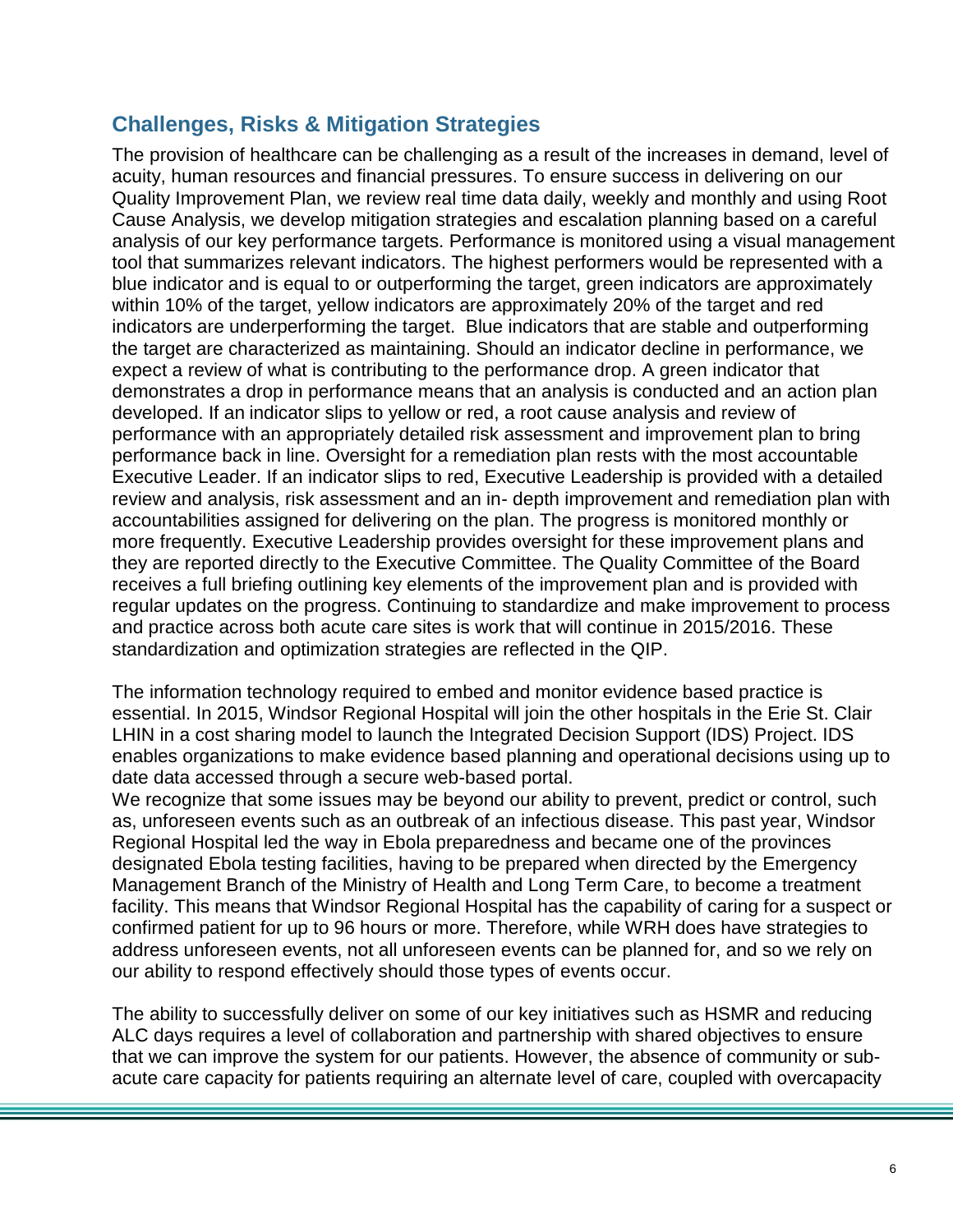## Challenges, Risks & Mitigation Strategies

The provision of healthcare can be challenging as a result of the increases in demand, level of acuity, human resources and financial pressures. To ensure success in delivering on our Quality Improvement Plan, we review real time data daily, weekly and monthly and using Root Cause Analysis, we develop mitigation strategies and escalation planning based on a careful analysis of our key performance targets. Performance is monitored using a visual management tool that summarizes relevant indicators. The highest performers would be represented with a blue indicator and is equal to or outperforming the target, green indicators are approximately within 10% of the target, yellow indicators are approximately 20% of the target and red indicators are underperforming the target. Blue indicators that are stable and outperforming the target are characterized as maintaining. Should an indicator decline in performance, we expect a review of what is contributing to the performance drop. A green indicator that demonstrates a drop in performance means that an analysis is conducted and an action plan developed. If an indicator slips to yellow or red, a root cause analysis and review of performance with an appropriately detailed risk assessment and improvement plan to bring performance back in line. Oversight for a remediation plan rests with the most accountable Executive Leader. If an indicator slips to red, Executive Leadership is provided with a detailed review and analysis, risk assessment and an in- depth improvement and remediation plan with accountabilities assigned for delivering on the plan. The progress is monitored monthly or more frequently. Executive Leadership provides oversight for these improvement plans and they are reported directly to the Executive Committee. The Quality Committee of the Board receives a full briefing outlining key elements of the improvement plan and is provided with regular updates on the progress. Continuing to standardize and make improvement to process and practice across both acute care sites is work that will continue in 2015/2016. These standardization and optimization strategies are reflected in the QIP.

The information technology required to embed and monitor evidence based practice is essential. In 2015, Windsor Regional Hospital will join the other hospitals in the Erie St. Clair LHIN in a cost sharing model to launch the Integrated Decision Support (IDS) Project. IDS enables organizations to make evidence based planning and operational decisions using up to date data accessed through a secure web-based portal.

We recognize that some issues may be beyond our ability to prevent, predict or control, such as, unforeseen events such as an outbreak of an infectious disease. This past year, Windsor Regional Hospital led the way in Ebola preparedness and became one of the provinces designated Ebola testing facilities, having to be prepared when directed by the Emergency Management Branch of the Ministry of Health and Long Term Care, to become a treatment facility. This means that Windsor Regional Hospital has the capability of caring for a suspect or confirmed patient for up to 96 hours or more. Therefore, while WRH does have strategies to address unforeseen events, not all unforeseen events can be planned for, and so we rely on our ability to respond effectively should those types of events occur.

The ability to successfully deliver on some of our key initiatives such as HSMR and reducing ALC days requires a level of collaboration and partnership with shared objectives to ensure that we can improve the system for our patients. However, the absence of community or sub-acute care capacity for patients requiring an alternate level of care, coupled with overcapacity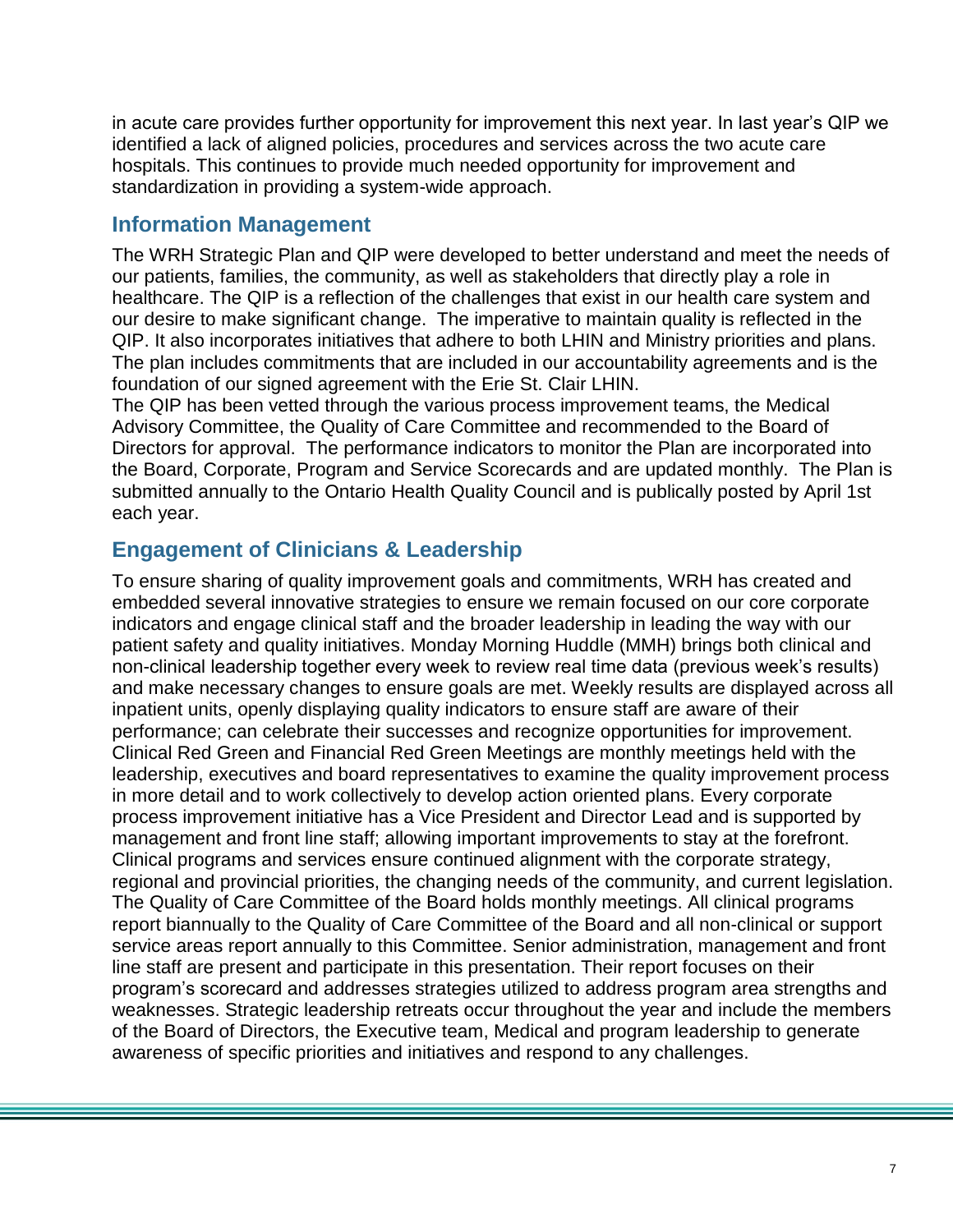in acute care provides further opportunity for improvement this next year. In last year's QIP we identified a lack of aligned policies, procedures and services across the two acute care hospitals. This continues to provide much needed opportunity for improvement and standardization in providing a system-wide approach.

## Information Management

The WRH Strategic Plan and QIP were developed to better understand and meet the needs of our patients, families, the community, as well as stakeholders that directly play a role in healthcare. The QIP is a reflection of the challenges that exist in our health care system and our desire to make significant change. The imperative to maintain quality is reflected in the QIP. It also incorporates initiatives that adhere to both LHIN and Ministry priorities and plans. The plan includes commitments that are included in our accountability agreements and is the foundation of our signed agreement with the Erie St. Clair LHIN.

The QIP has been vetted through the various process improvement teams, the Medical Advisory Committee, the Quality of Care Committee and recommended to the Board of Directors for approval. The performance indicators to monitor the Plan are incorporated into the Board, Corporate, Program and Service Scorecards and are updated monthly. The Plan is submitted annually to the Ontario Health Quality Council and is publically posted by April 1st each year.

## Engagement of Clinicians & Leadership

To ensure sharing of quality improvement goals and commitments, WRH has created and embedded several innovative strategies to ensure we remain focused on our core corporate indicators and engage clinical staff and the broader leadership in leading the way with our patient safety and quality initiatives. Monday Morning Huddle (MMH) brings both clinical and non-clinical leadership together every week to review real time data (previous week's results) and make necessary changes to ensure goals are met. Weekly results are displayed across all inpatient units, openly displaying quality indicators to ensure staff are aware of their performance; can celebrate their successes and recognize opportunities for improvement. Clinical Red Green and Financial Red Green Meetings are monthly meetings held with the leadership, executives and board representatives to examine the quality improvement process in more detail and to work collectively to develop action oriented plans. Every corporate process improvement initiative has a Vice President and Director Lead and is supported by management and front line staff; allowing important improvements to stay at the forefront. Clinical programs and services ensure continued alignment with the corporate strategy, regional and provincial priorities, the changing needs of the community, and current legislation. The Quality of Care Committee of the Board holds monthly meetings. All clinical programs report biannually to the Quality of Care Committee of the Board and all non-clinical or support service areas report annually to this Committee. Senior administration, management and front line staff are present and participate in this presentation. Their report focuses on their program's scorecard and addresses strategies utilized to address program area strengths and weaknesses. Strategic leadership retreats occur throughout the year and include the members of the Board of Directors, the Executive team, Medical and program leadership to generate awareness of specific priorities and initiatives and respond to any challenges.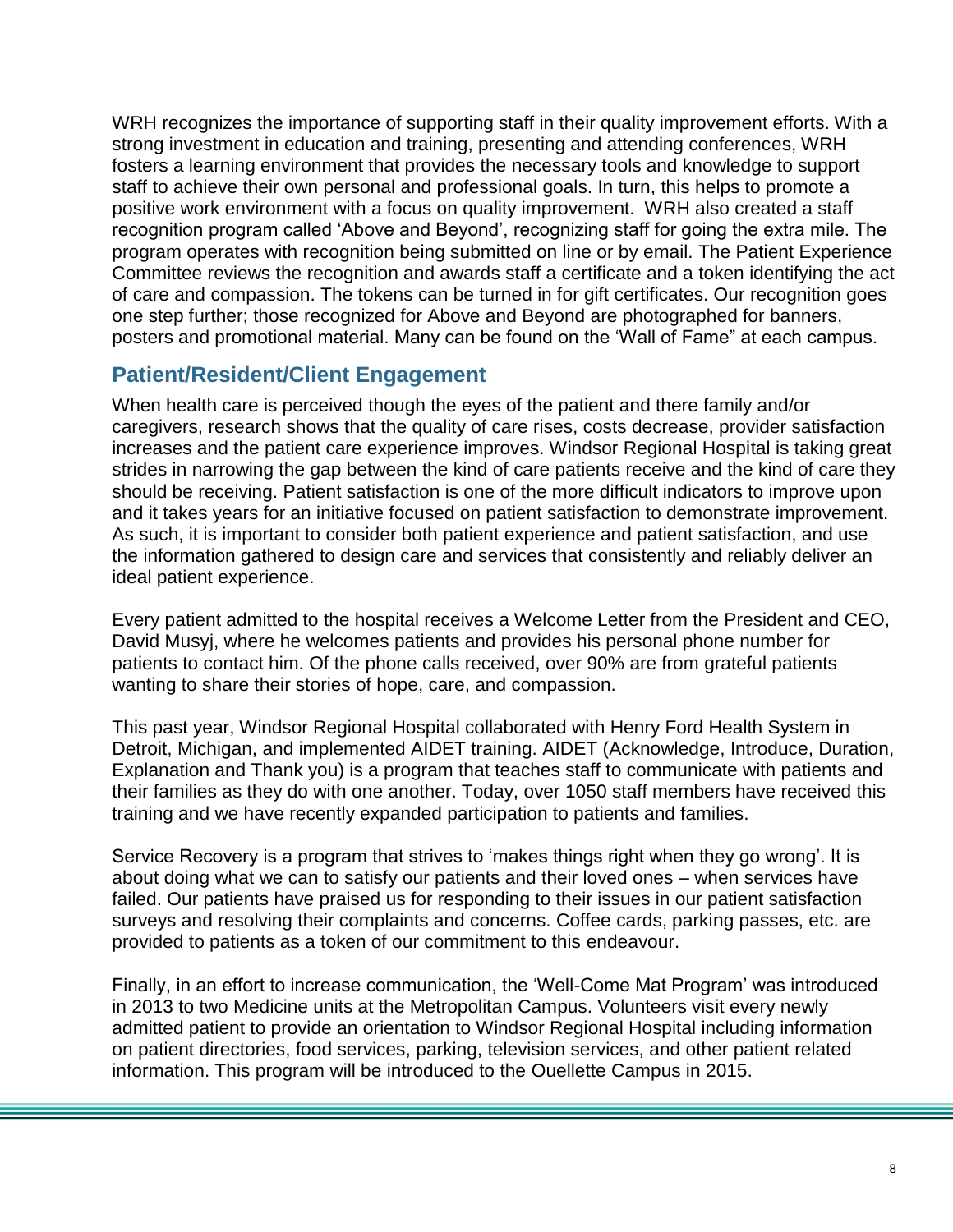WRH recognizes the importance of supporting staff in their quality improvement efforts. With a strong investment in education and training, presenting and attending conferences, WRH fosters a learning environment that provides the necessary tools and knowledge to support staff to achieve their own personal and professional goals. In turn, this helps to promote a positive work environment with a focus on quality improvement. WRH also created a staff recognition program called 'Above and Beyond', recognizing staff for going the extra mile. The program operates with recognition being submitted on line or by email. The Patient Experience Committee reviews the recognition and awards staff a certificate and a token identifying the act of care and compassion. The tokens can be turned in for gift certificates. Our recognition goes one step further; those recognized for Above and Beyond are photographed for banners, posters and promotional material. Many can be found on the 'Wall of Fame" at each campus.

## Patient/Resident/Client Engagement

When health care is perceived though the eyes of the patient and there family and/or caregivers, research shows that the quality of care rises, costs decrease, provider satisfaction increases and the patient care experience improves. Windsor Regional Hospital is taking great strides in narrowing the gap between the kind of care patients receive and the kind of care they should be receiving. Patient satisfaction is one of the more difficult indicators to improve upon and it takes years for an initiative focused on patient satisfaction to demonstrate improvement. As such, it is important to consider both patient experience and patient satisfaction, and use the information gathered to design care and services that consistently and reliably deliver an ideal patient experience.

Every patient admitted to the hospital receives a Welcome Letter from the President and CEO, David Musyj, where he welcomes patients and provides his personal phone number for patients to contact him. Of the phone calls received, over 90% are from grateful patients wanting to share their stories of hope, care, and compassion.

This past year, Windsor Regional Hospital collaborated with Henry Ford Health System in Detroit, Michigan, and implemented AIDET training. AIDET (Acknowledge, Introduce, Duration, Explanation and Thank you) is a program that teaches staff to communicate with patients and their families as they do with one another. Today, over 1050 staff members have received this training and we have recently expanded participation to patients and families.

Service Recovery is a program that strives to 'makes things right when they go wrong'. It is about doing what we can to satisfy our patients and their loved ones – when services have failed. Our patients have praised us for responding to their issues in our patient satisfaction surveys and resolving their complaints and concerns. Coffee cards, parking passes, etc. are provided to patients as a token of our commitment to this endeavour.

Finally, in an effort to increase communication, the 'Well-Come Mat Program' was introduced in 2013 to two Medicine units at the Metropolitan Campus. Volunteers visit every newly admitted patient to provide an orientation to Windsor Regional Hospital including information on patient directories, food services, parking, television services, and other patient related information. This program will be introduced to the Ouellette Campus in 2015.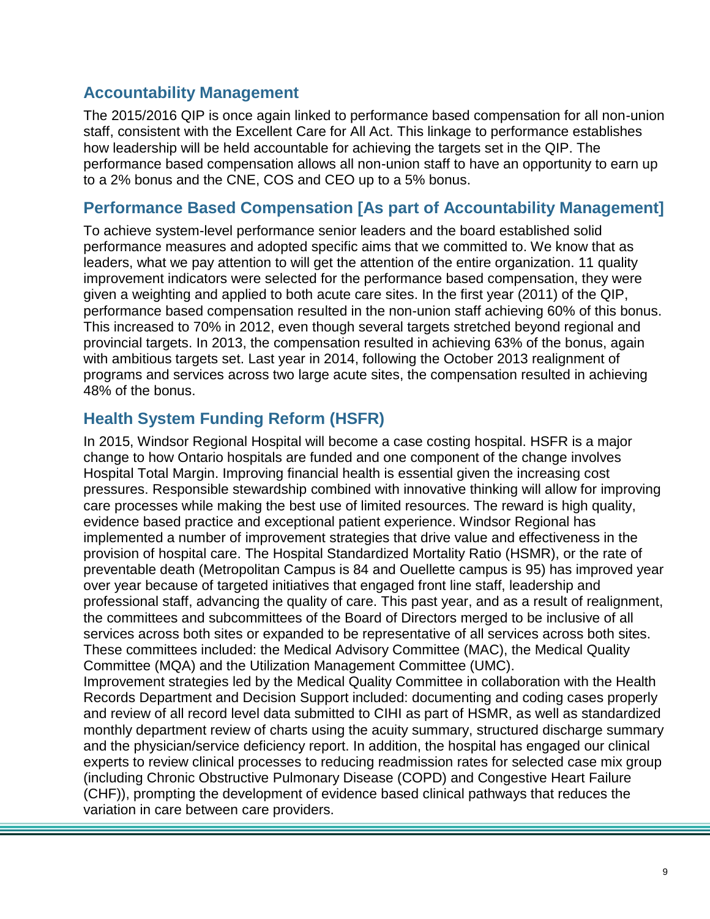## Accountability Management

The 2015/2016 QIP is once again linked to performance based compensation for all non-union staff, consistent with the Excellent Care for All Act. This linkage to performance establishes how leadership will be held accountable for achieving the targets set in the QIP. The performance based compensation allows all non-union staff to have an opportunity to earn up to a 2% bonus and the CNE, COS and CEO up to a 5% bonus.

## Performance Based Compensation [As part of Accountability Management]

To achieve system-level performance senior leaders and the board established solid performance measures and adopted specific aims that we committed to. We know that as leaders, what we pay attention to will get the attention of the entire organization. 11 quality improvement indicators were selected for the performance based compensation, they were given a weighting and applied to both acute care sites. In the first year (2011) of the QIP, performance based compensation resulted in the non-union staff achieving 60% of this bonus. This increased to 70% in 2012, even though several targets stretched beyond regional and provincial targets. In 2013, the compensation resulted in achieving 63% of the bonus, again with ambitious targets set. Last year in 2014, following the October 2013 realignment of programs and services across two large acute sites, the compensation resulted in achieving 48% of the bonus.

## Health System Funding Reform (HSFR)

In 2015, Windsor Regional Hospital will become a case costing hospital. HSFR is a major change to how Ontario hospitals are funded and one component of the change involves Hospital Total Margin. Improving financial health is essential given the increasing cost pressures. Responsible stewardship combined with innovative thinking will allow for improving care processes while making the best use of limited resources. The reward is high quality, evidence based practice and exceptional patient experience. Windsor Regional has implemented a number of improvement strategies that drive value and effectiveness in the provision of hospital care. The Hospital Standardized Mortality Ratio (HSMR), or the rate of preventable death (Metropolitan Campus is 84 and Ouellette campus is 95) has improved year over year because of targeted initiatives that engaged front line staff, leadership and professional staff, advancing the quality of care. This past year, and as a result of realignment, the committees and subcommittees of the Board of Directors merged to be inclusive of all services across both sites or expanded to be representative of all services across both sites. These committees included: the Medical Advisory Committee (MAC), the Medical Quality Committee (MQA) and the Utilization Management Committee (UMC).

Improvement strategies led by the Medical Quality Committee in collaboration with the Health Records Department and Decision Support included: documenting and coding cases properly and review of all record level data submitted to CIHI as part of HSMR, as well as standardized monthly department review of charts using the acuity summary, structured discharge summary and the physician/service deficiency report. In addition, the hospital has engaged our clinical experts to review clinical processes to reducing readmission rates for selected case mix group (including Chronic Obstructive Pulmonary Disease (COPD) and Congestive Heart Failure (CHF)), prompting the development of evidence based clinical pathways that reduces the variation in care between care providers.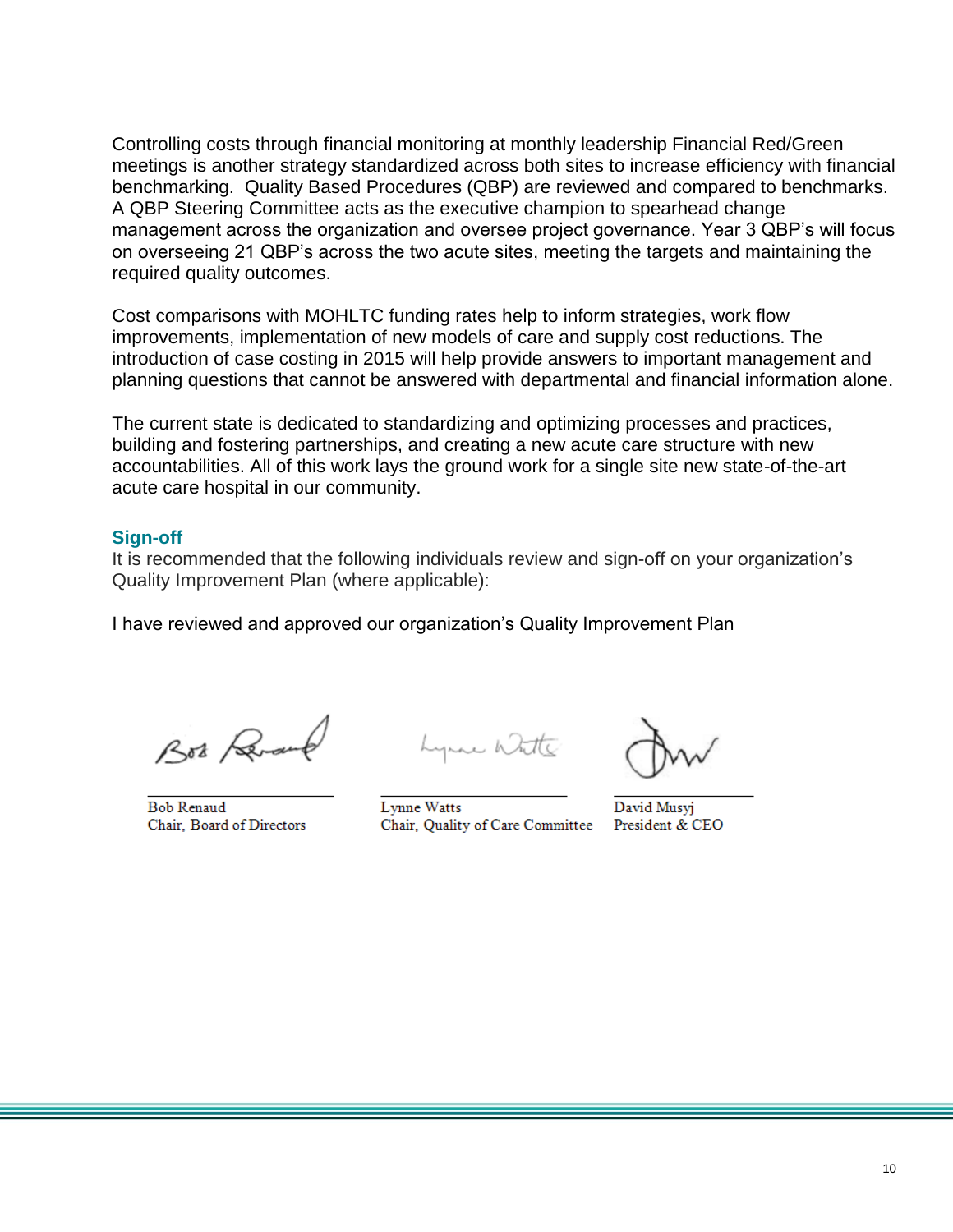Controlling costs through financial monitoring at monthly leadership Financial Red/Green meetings is another strategy standardized across both sites to increase efficiency with financial benchmarking. Quality Based Procedures (QBP) are reviewed and compared to benchmarks. A QBP Steering Committee acts as the executive champion to spearhead change management across the organization and oversee project governance. Year 3 QBP's will focus on overseeing 21 QBP's across the two acute sites, meeting the targets and maintaining the required quality outcomes.

Cost comparisons with MOHLTC funding rates help to inform strategies, work flow improvements, implementation of new models of care and supply cost reductions. The introduction of case costing in 2015 will help provide answers to important management and planning questions that cannot be answered with departmental and financial information alone.

The current state is dedicated to standardizing and optimizing processes and practices, building and fostering partnerships, and creating a new acute care structure with new accountabilities. All of this work lays the ground work for a single site new state-of-the-art acute care hospital in our community.

## Sign-off

It is recommended that the following individuals review and sign-off on your organization's Quality Improvement Plan (where applicable):

I have reviewed and approved our organization's Quality Improvement Plan

Bob Renaud
Chair, Board of Directors

Lynne Watts
Chair, Quality of Care Committee

David Musyj
President & CEO